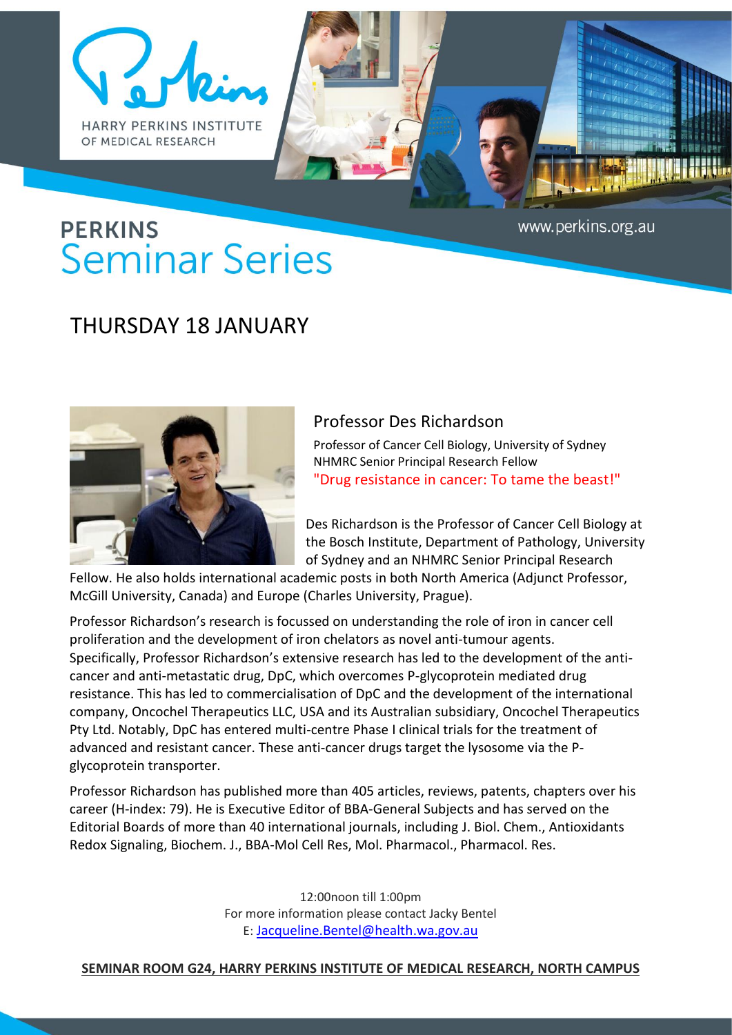HARRY PERKINS INSTITUTE OF MEDICAL RESEARCH

www.perkins.org.au

# PERKINS Seminar Series

## THURSDAY 18 JANUARY

### Professor Des Richardson

Professor of Cancer Cell Biology, University of Sydney
NHMRC Senior Principal Research Fellow
"Drug resistance in cancer: To tame the beast!"

Des Richardson is the Professor of Cancer Cell Biology at the Bosch Institute, Department of Pathology, University of Sydney and an NHMRC Senior Principal Research Fellow. He also holds international academic posts in both North America (Adjunct Professor, McGill University, Canada) and Europe (Charles University, Prague).

Professor Richardson's research is focussed on understanding the role of iron in cancer cell proliferation and the development of iron chelators as novel anti-tumour agents. Specifically, Professor Richardson's extensive research has led to the development of the anti-cancer and anti-metastatic drug, DpC, which overcomes P-glycoprotein mediated drug resistance. This has led to commercialisation of DpC and the development of the international company, Oncochel Therapeutics LLC, USA and its Australian subsidiary, Oncochel Therapeutics Pty Ltd. Notably, DpC has entered multi-centre Phase I clinical trials for the treatment of advanced and resistant cancer. These anti-cancer drugs target the lysosome via the P-glycoprotein transporter.

Professor Richardson has published more than 405 articles, reviews, patents, chapters over his career (H-index: 79). He is Executive Editor of BBA-General Subjects and has served on the Editorial Boards of more than 40 international journals, including J. Biol. Chem., Antioxidants Redox Signaling, Biochem. J., BBA-Mol Cell Res, Mol. Pharmacol., Pharmacol. Res.

12:00noon till 1:00pm
For more information please contact Jacky Bentel
E: Jacqueline.Bentel@health.wa.gov.au

**SEMINAR ROOM G24, HARRY PERKINS INSTITUTE OF MEDICAL RESEARCH, NORTH CAMPUS**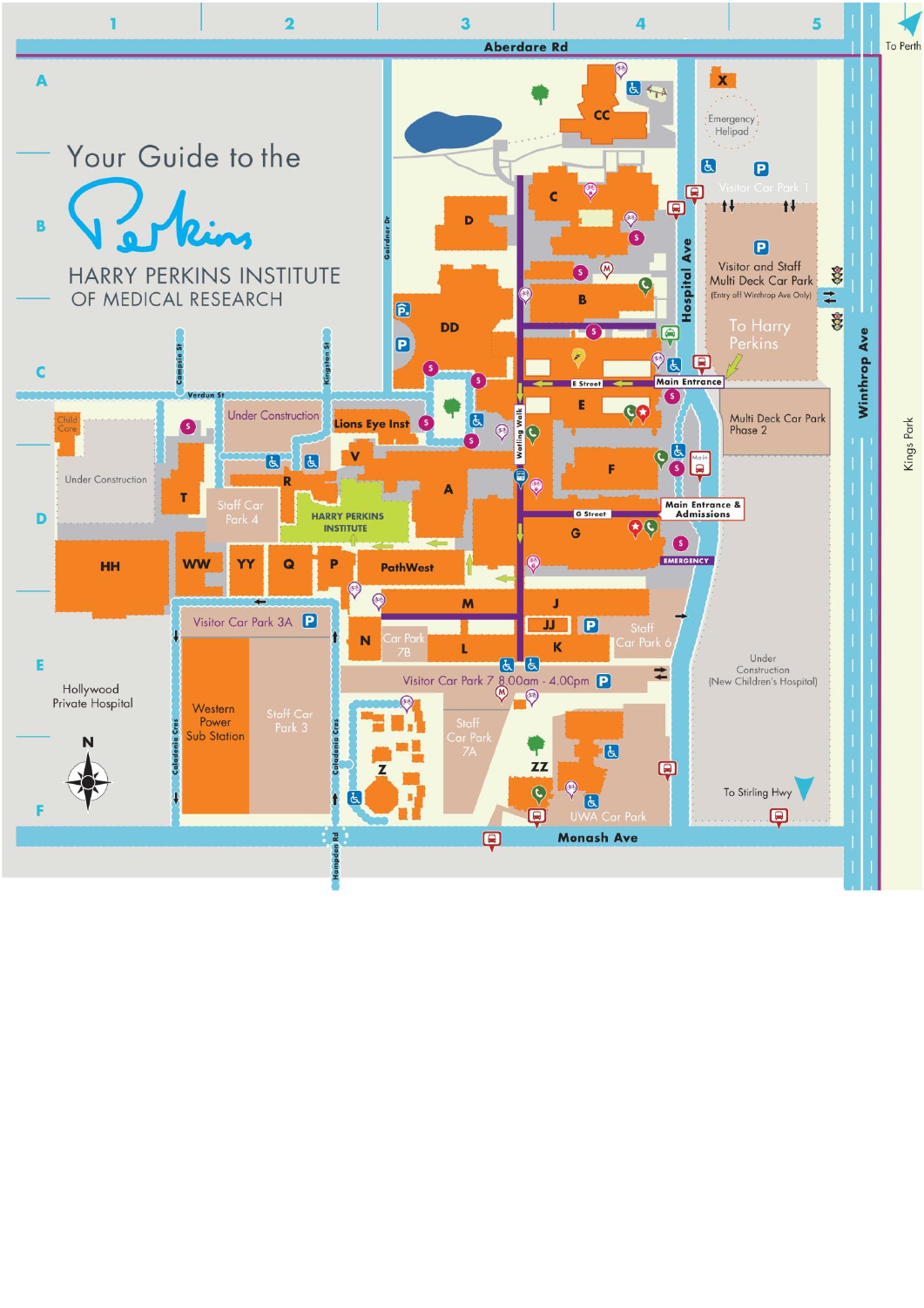# Your Guide to the Perkins

## HARRY PERKINS INSTITUTE OF MEDICAL RESEARCH

1
2
3
4
5

A
B
C
D
E
F

Aberdare Rd

To Perth

CC

X

Emergency Helipad

Visitor Car Park 1

Visitor and Staff Multi Deck Car Park (Entry off Winthrop Ave Only)

To Harry Perkins

Hospital Ave

Winthrop Ave

Kings Park

C

D

DD

B

Gairdner Dr

Campsie St

Kingston St

Verdun St

E Street

Main Entrance

E

Multi Deck Car Park Phase 2

Child Care

Under Construction

Under Construction

Lions Eye Inst

Watling Walk

V

F

Main

T

R

Staff Car Park 4

HARRY PERKINS INSTITUTE

A

G Street

Main Entrance & Admissions

G

HH

WW

YY

Q

P

PathWest

EMERGENCY

M

J

Visitor Car Park 3A

N

Car Park 7B

JJ

Staff Car Park 6

L

K

Under Construction (New Children's Hospital)

Hollywood Private Hospital

Western Power Sub Station

Staff Car Park 3

Caladenia Cres

Visitor Car Park 7 8.00am - 4.00pm

Staff Car Park 7A

Z

ZZ

UWA Car Park

To Stirling Hwy

Hampden Rd

Monash Ave